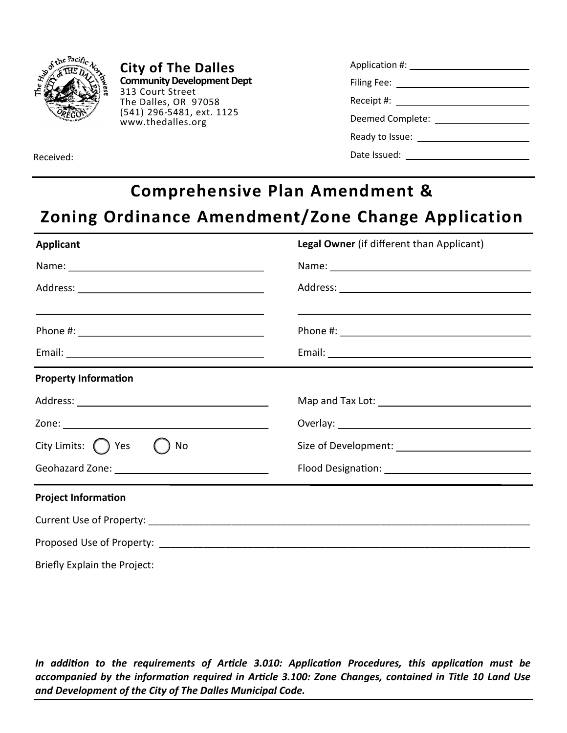**City of The Dalles**
**Community Development Dept**
313 Court Street
The Dalles, OR 97058
(541) 296-5481, ext. 1125
www.thedalles.org

Application #: ____________________
Filing Fee: ____________________
Receipt #: ____________________
Deemed Complete: ____________________
Ready to Issue: ____________________
Date Issued: ____________________

Received: ____________________

# Comprehensive Plan Amendment & Zoning Ordinance Amendment/Zone Change Application

**Applicant**

Name: ____________________

Address: ____________________

____________________

Phone #: ____________________

Email: ____________________

**Legal Owner** (if different than Applicant)

Name: ____________________

Address: ____________________

____________________

Phone #: ____________________

Email: ____________________

**Property Information**

Address: ____________________

Map and Tax Lot: ____________________

Zone: ____________________

Overlay: ____________________

City Limits: ◯ Yes ◯ No

Size of Development: ____________________

Geohazard Zone: ____________________

Flood Designation: ____________________

**Project Information**

Current Use of Property: ____________________

Proposed Use of Property: ____________________

Briefly Explain the Project:

***In addition to the requirements of Article 3.010: Application Procedures, this application must be accompanied by the information required in Article 3.100: Zone Changes, contained in Title 10 Land Use and Development of the City of The Dalles Municipal Code.***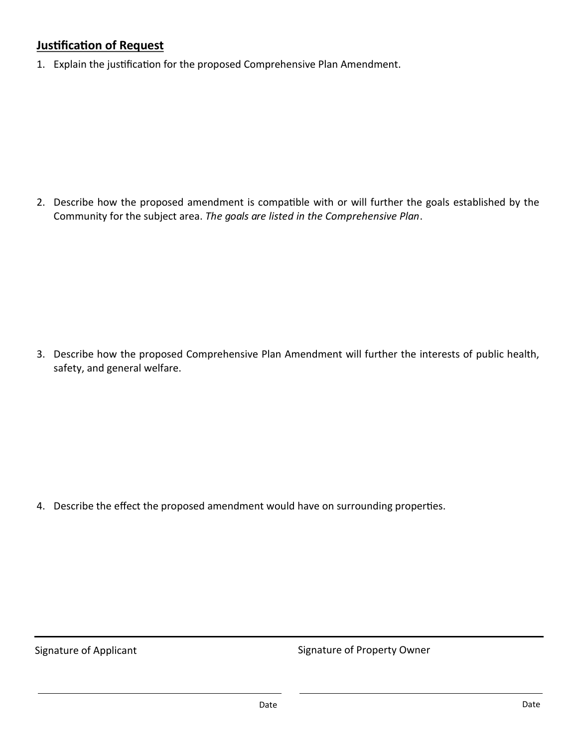## **Justification of Request**

1. Explain the justification for the proposed Comprehensive Plan Amendment.

2. Describe how the proposed amendment is compatible with or will further the goals established by the Community for the subject area. *The goals are listed in the Comprehensive Plan*.

3. Describe how the proposed Comprehensive Plan Amendment will further the interests of public health, safety, and general welfare.

4. Describe the effect the proposed amendment would have on surrounding properties.

Signature of Applicant

Date

Signature of Property Owner

Date